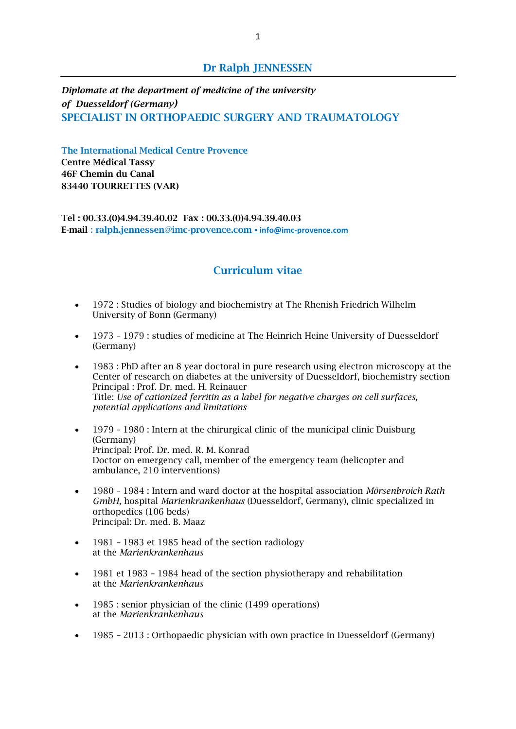# Dr Ralph JENNESSEN

***Diplomate at the department of medicine of the university of Duesseldorf (Germany)***

## SPECIALIST IN ORTHOPAEDIC SURGERY AND TRAUMATOLOGY

**The International Medical Centre Provence**
**Centre Médical Tassy**
**46F Chemin du Canal**
**83440 TOURRETTES (VAR)**

**Tel : 00.33.(0)4.94.39.40.02 Fax : 00.33.(0)4.94.39.40.03**
**E-mail : ralph.jennessen@imc-provence.com • info@imc-provence.com**

## Curriculum vitae

- 1972 : Studies of biology and biochemistry at The Rhenish Friedrich Wilhelm University of Bonn (Germany)
- 1973 – 1979 : studies of medicine at The Heinrich Heine University of Duesseldorf (Germany)
- 1983 : PhD after an 8 year doctoral in pure research using electron microscopy at the Center of research on diabetes at the university of Duesseldorf, biochemistry section
  Principal : Prof. Dr. med. H. Reinauer
  Title: *Use of cationized ferritin as a label for negative charges on cell surfaces, potential applications and limitations*
- 1979 – 1980 : Intern at the chirurgical clinic of the municipal clinic Duisburg (Germany)
  Principal: Prof. Dr. med. R. M. Konrad
  Doctor on emergency call, member of the emergency team (helicopter and ambulance, 210 interventions)
- 1980 – 1984 : Intern and ward doctor at the hospital association *Mörsenbroich Rath GmbH,* hospital *Marienkrankenhaus* (Duesseldorf, Germany), clinic specialized in orthopedics (106 beds)
  Principal: Dr. med. B. Maaz
- 1981 – 1983 et 1985 head of the section radiology at the *Marienkrankenhaus*
- 1981 et 1983 – 1984 head of the section physiotherapy and rehabilitation at the *Marienkrankenhaus*
- 1985 : senior physician of the clinic (1499 operations) at the *Marienkrankenhaus*
- 1985 – 2013 : Orthopaedic physician with own practice in Duesseldorf (Germany)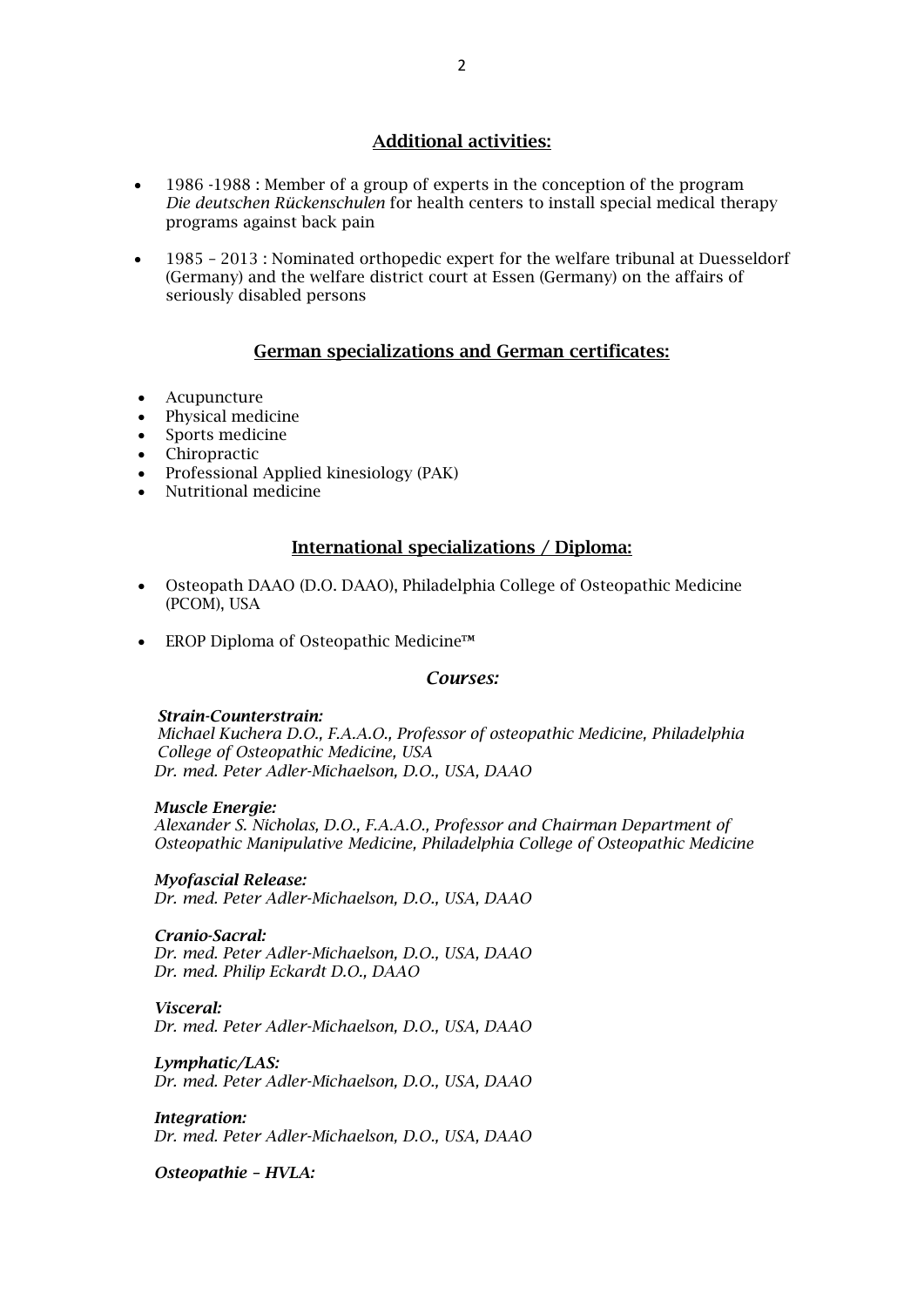## Additional activities:

- 1986 -1988 : Member of a group of experts in the conception of the program *Die deutschen Rückenschulen* for health centers to install special medical therapy programs against back pain
- 1985 – 2013 : Nominated orthopedic expert for the welfare tribunal at Duesseldorf (Germany) and the welfare district court at Essen (Germany) on the affairs of seriously disabled persons

## German specializations and German certificates:

- Acupuncture
- Physical medicine
- Sports medicine
- Chiropractic
- Professional Applied kinesiology (PAK)
- Nutritional medicine

## International specializations / Diploma:

- Osteopath DAAO (D.O. DAAO), Philadelphia College of Osteopathic Medicine (PCOM), USA
- EROP Diploma of Osteopathic Medicine™

### *Courses:*

***Strain-Counterstrain:***
*Michael Kuchera D.O., F.A.A.O., Professor of osteopathic Medicine, Philadelphia College of Osteopathic Medicine, USA*
*Dr. med. Peter Adler-Michaelson, D.O., USA, DAAO*

***Muscle Energie:***
*Alexander S. Nicholas, D.O., F.A.A.O., Professor and Chairman Department of Osteopathic Manipulative Medicine, Philadelphia College of Osteopathic Medicine*

***Myofascial Release:***
*Dr. med. Peter Adler-Michaelson, D.O., USA, DAAO*

***Cranio-Sacral:***
*Dr. med. Peter Adler-Michaelson, D.O., USA, DAAO*
*Dr. med. Philip Eckardt D.O., DAAO*

***Visceral:***
*Dr. med. Peter Adler-Michaelson, D.O., USA, DAAO*

***Lymphatic/LAS:***
*Dr. med. Peter Adler-Michaelson, D.O., USA, DAAO*

***Integration:***
*Dr. med. Peter Adler-Michaelson, D.O., USA, DAAO*

***Osteopathie – HVLA:***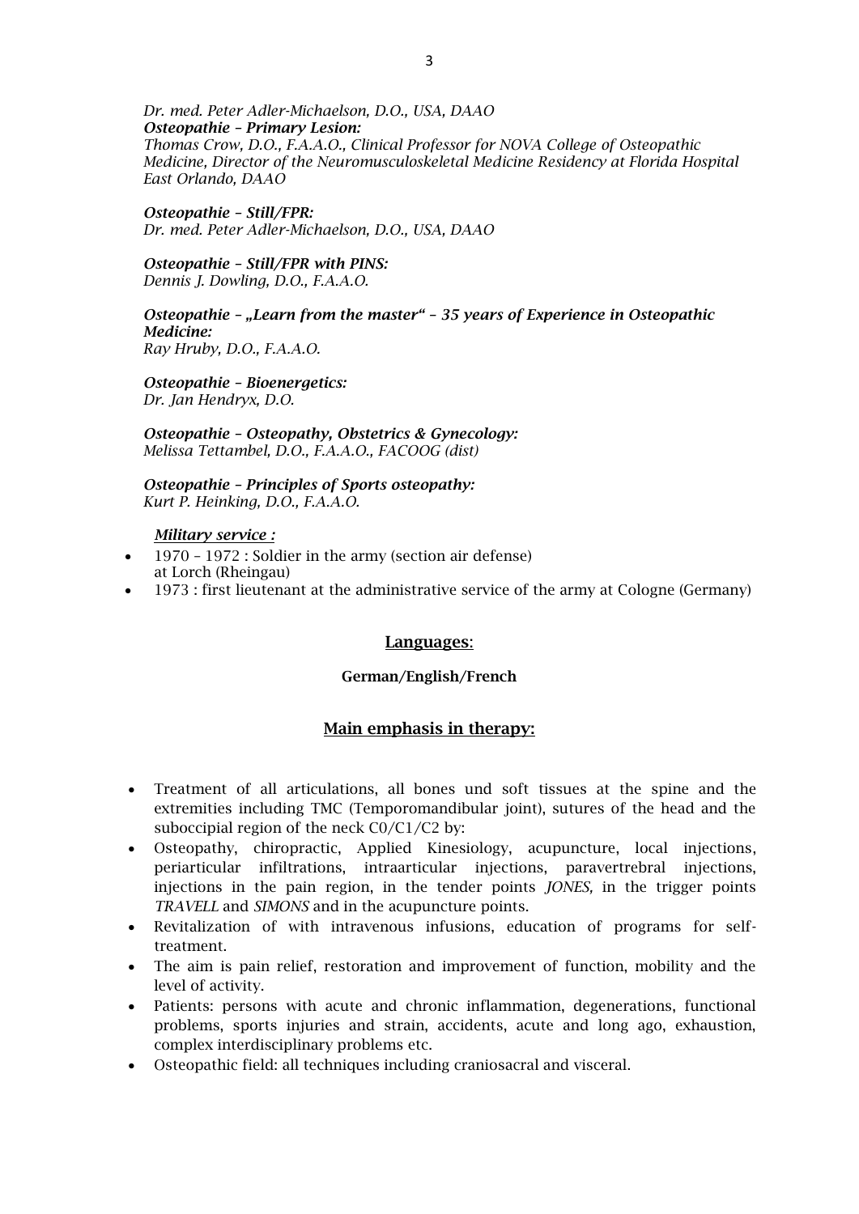*Dr. med. Peter Adler-Michaelson, D.O., USA, DAAO*
***Osteopathie – Primary Lesion:***
*Thomas Crow, D.O., F.A.A.O., Clinical Professor for NOVA College of Osteopathic Medicine, Director of the Neuromusculoskeletal Medicine Residency at Florida Hospital East Orlando, DAAO*

***Osteopathie – Still/FPR:***
*Dr. med. Peter Adler-Michaelson, D.O., USA, DAAO*

***Osteopathie – Still/FPR with PINS:***
*Dennis J. Dowling, D.O., F.A.A.O.*

***Osteopathie – „Learn from the master" – 35 years of Experience in Osteopathic Medicine:***
*Ray Hruby, D.O., F.A.A.O.*

***Osteopathie – Bioenergetics:***
*Dr. Jan Hendryx, D.O.*

***Osteopathie – Osteopathy, Obstetrics & Gynecology:***
*Melissa Tettambel, D.O., F.A.A.O., FACOOG (dist)*

***Osteopathie – Principles of Sports osteopathy:***
*Kurt P. Heinking, D.O., F.A.A.O.*

***Military service :***

- 1970 – 1972 : Soldier in the army (section air defense) at Lorch (Rheingau)
- 1973 : first lieutenant at the administrative service of the army at Cologne (Germany)

## Languages:

**German/English/French**

## Main emphasis in therapy:

- Treatment of all articulations, all bones und soft tissues at the spine and the extremities including TMC (Temporomandibular joint), sutures of the head and the suboccipial region of the neck C0/C1/C2 by:
- Osteopathy, chiropractic, Applied Kinesiology, acupuncture, local injections, periarticular infiltrations, intraarticular injections, paravertrebral injections, injections in the pain region, in the tender points *JONES,* in the trigger points *TRAVELL* and *SIMONS* and in the acupuncture points.
- Revitalization of with intravenous infusions, education of programs for self-treatment.
- The aim is pain relief, restoration and improvement of function, mobility and the level of activity.
- Patients: persons with acute and chronic inflammation, degenerations, functional problems, sports injuries and strain, accidents, acute and long ago, exhaustion, complex interdisciplinary problems etc.
- Osteopathic field: all techniques including craniosacral and visceral.